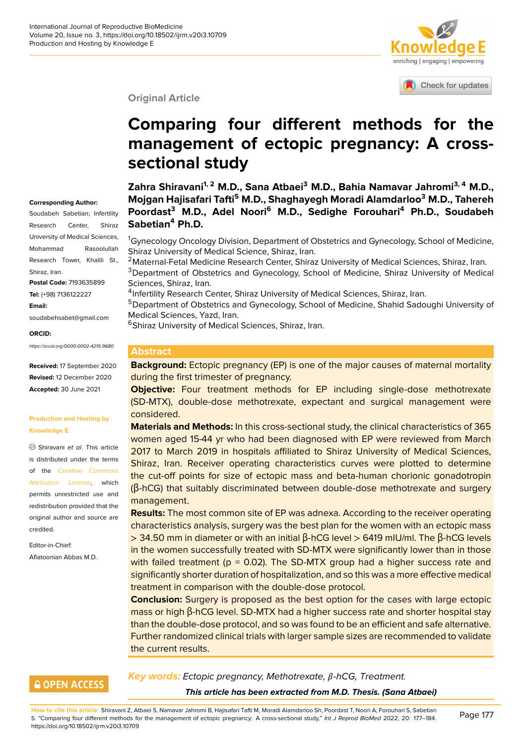Original Article

# Comparing four different methods for the management of ectopic pregnancy: A cross-sectional study

**Zahra Shiravani[1, 2] M.D., Sana Atbaei[3] M.D., Bahia Namavar Jahromi[3, 4] M.D., Mojgan Hajisafari Tafti[5] M.D., Shaghayegh Moradi Alamdarloo[3] M.D., Tahereh Poordast[3] M.D., Adel Noori[6] M.D., Sedighe Forouhari[4] Ph.D., Soudabeh Sabetian[4] Ph.D.**

[1]Gynecology Oncology Division, Department of Obstetrics and Gynecology, School of Medicine, Shiraz University of Medical Science, Shiraz, Iran.
[2]Maternal-Fetal Medicine Research Center, Shiraz University of Medical Sciences, Shiraz, Iran.
[3]Department of Obstetrics and Gynecology, School of Medicine, Shiraz University of Medical Sciences, Shiraz, Iran.
[4]Infertility Research Center, Shiraz University of Medical Sciences, Shiraz, Iran.
[5]Department of Obstetrics and Gynecology, School of Medicine, Shahid Sadoughi University of Medical Sciences, Yazd, Iran.
[6]Shiraz University of Medical Sciences, Shiraz, Iran.

**Corresponding Author:**
Soudabeh Sabetian; Infertility Research Center, Shiraz University of Medical Sciences, Mohammad Rasoolullah Research Tower, Khalili St., Shiraz, Iran.
**Postal Code:** 7193635899
**Tel:** (+98) 7136122227
**Email:** soudabehsabet@gmail.com

**ORCID:**
*https://orcid.org/0000-0002-4215-9680*

**Received:** 17 September 2020
**Revised:** 12 December 2020
**Accepted:** 30 June 2021

**Production and Hosting by Knowledge E**

© Shiravani *et al*. This article is distributed under the terms of the Creative Commons Attribution License, which permits unrestricted use and redistribution provided that the original author and source are credited.

Editor-in-Chief:
Aflatoonian Abbas M.D.

## Abstract

**Background:** Ectopic pregnancy (EP) is one of the major causes of maternal mortality during the first trimester of pregnancy.

**Objective:** Four treatment methods for EP including single-dose methotrexate (SD-MTX), double-dose methotrexate, expectant and surgical management were considered.

**Materials and Methods:** In this cross-sectional study, the clinical characteristics of 365 women aged 15-44 yr who had been diagnosed with EP were reviewed from March 2017 to March 2019 in hospitals affiliated to Shiraz University of Medical Sciences, Shiraz, Iran. Receiver operating characteristics curves were plotted to determine the cut-off points for size of ectopic mass and beta-human chorionic gonadotropin (β-hCG) that suitably discriminated between double-dose methotrexate and surgery management.

**Results:** The most common site of EP was adnexa. According to the receiver operating characteristics analysis, surgery was the best plan for the women with an ectopic mass > 34.50 mm in diameter or with an initial β-hCG level > 6419 mIU/ml. The β-hCG levels in the women successfully treated with SD-MTX were significantly lower than in those with failed treatment ($p = 0.02$). The SD-MTX group had a higher success rate and significantly shorter duration of hospitalization, and so this was a more effective medical treatment in comparison with the double-dose protocol.

**Conclusion:** Surgery is proposed as the best option for the cases with large ectopic mass or high β-hCG level. SD-MTX had a higher success rate and shorter hospital stay than the double-dose protocol, and so was found to be an efficient and safe alternative. Further randomized clinical trials with larger sample sizes are recommended to validate the current results.

*Key words: Ectopic pregnancy, Methotrexate, β-hCG, Treatment.*

***This article has been extracted from M.D. Thesis. (Sana Atbaei)***

**How to cite this article:** Shiravani Z, Atbaei S, Namavar Jahromi B, Hajisafari Tafti M, Moradi Alamdarloo Sh, Poordast T, Noori A, Forouhari S, Sabetian S. "Comparing four different methods for the management of ectopic pregnancy: A cross-sectional study," *Int J Reprod BioMed* 2022; 20: 177–184. https://doi.org/10.18502/ijrm.v20i3.10709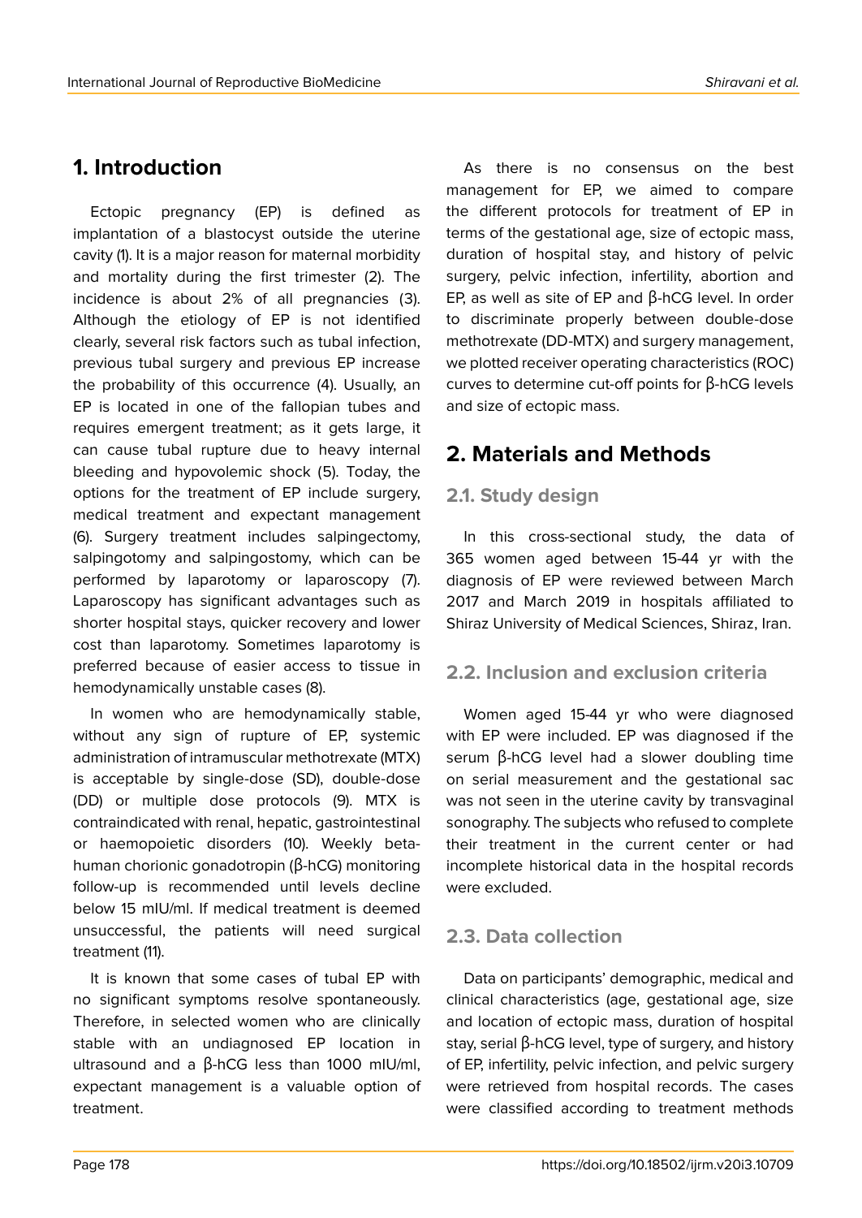## 1. Introduction

Ectopic pregnancy (EP) is defined as implantation of a blastocyst outside the uterine cavity (1). It is a major reason for maternal morbidity and mortality during the first trimester (2). The incidence is about 2% of all pregnancies (3). Although the etiology of EP is not identified clearly, several risk factors such as tubal infection, previous tubal surgery and previous EP increase the probability of this occurrence (4). Usually, an EP is located in one of the fallopian tubes and requires emergent treatment; as it gets large, it can cause tubal rupture due to heavy internal bleeding and hypovolemic shock (5). Today, the options for the treatment of EP include surgery, medical treatment and expectant management (6). Surgery treatment includes salpingectomy, salpingotomy and salpingostomy, which can be performed by laparotomy or laparoscopy (7). Laparoscopy has significant advantages such as shorter hospital stays, quicker recovery and lower cost than laparotomy. Sometimes laparotomy is preferred because of easier access to tissue in hemodynamically unstable cases (8).

In women who are hemodynamically stable, without any sign of rupture of EP, systemic administration of intramuscular methotrexate (MTX) is acceptable by single-dose (SD), double-dose (DD) or multiple dose protocols (9). MTX is contraindicated with renal, hepatic, gastrointestinal or haemopoietic disorders (10). Weekly beta-human chorionic gonadotropin (β-hCG) monitoring follow-up is recommended until levels decline below 15 mIU/ml. If medical treatment is deemed unsuccessful, the patients will need surgical treatment (11).

It is known that some cases of tubal EP with no significant symptoms resolve spontaneously. Therefore, in selected women who are clinically stable with an undiagnosed EP location in ultrasound and a β-hCG less than 1000 mIU/ml, expectant management is a valuable option of treatment.

As there is no consensus on the best management for EP, we aimed to compare the different protocols for treatment of EP in terms of the gestational age, size of ectopic mass, duration of hospital stay, and history of pelvic surgery, pelvic infection, infertility, abortion and EP, as well as site of EP and β-hCG level. In order to discriminate properly between double-dose methotrexate (DD-MTX) and surgery management, we plotted receiver operating characteristics (ROC) curves to determine cut-off points for β-hCG levels and size of ectopic mass.

## 2. Materials and Methods

### 2.1. Study design

In this cross-sectional study, the data of 365 women aged between 15-44 yr with the diagnosis of EP were reviewed between March 2017 and March 2019 in hospitals affiliated to Shiraz University of Medical Sciences, Shiraz, Iran.

### 2.2. Inclusion and exclusion criteria

Women aged 15-44 yr who were diagnosed with EP were included. EP was diagnosed if the serum β-hCG level had a slower doubling time on serial measurement and the gestational sac was not seen in the uterine cavity by transvaginal sonography. The subjects who refused to complete their treatment in the current center or had incomplete historical data in the hospital records were excluded.

### 2.3. Data collection

Data on participants' demographic, medical and clinical characteristics (age, gestational age, size and location of ectopic mass, duration of hospital stay, serial β-hCG level, type of surgery, and history of EP, infertility, pelvic infection, and pelvic surgery were retrieved from hospital records. The cases were classified according to treatment methods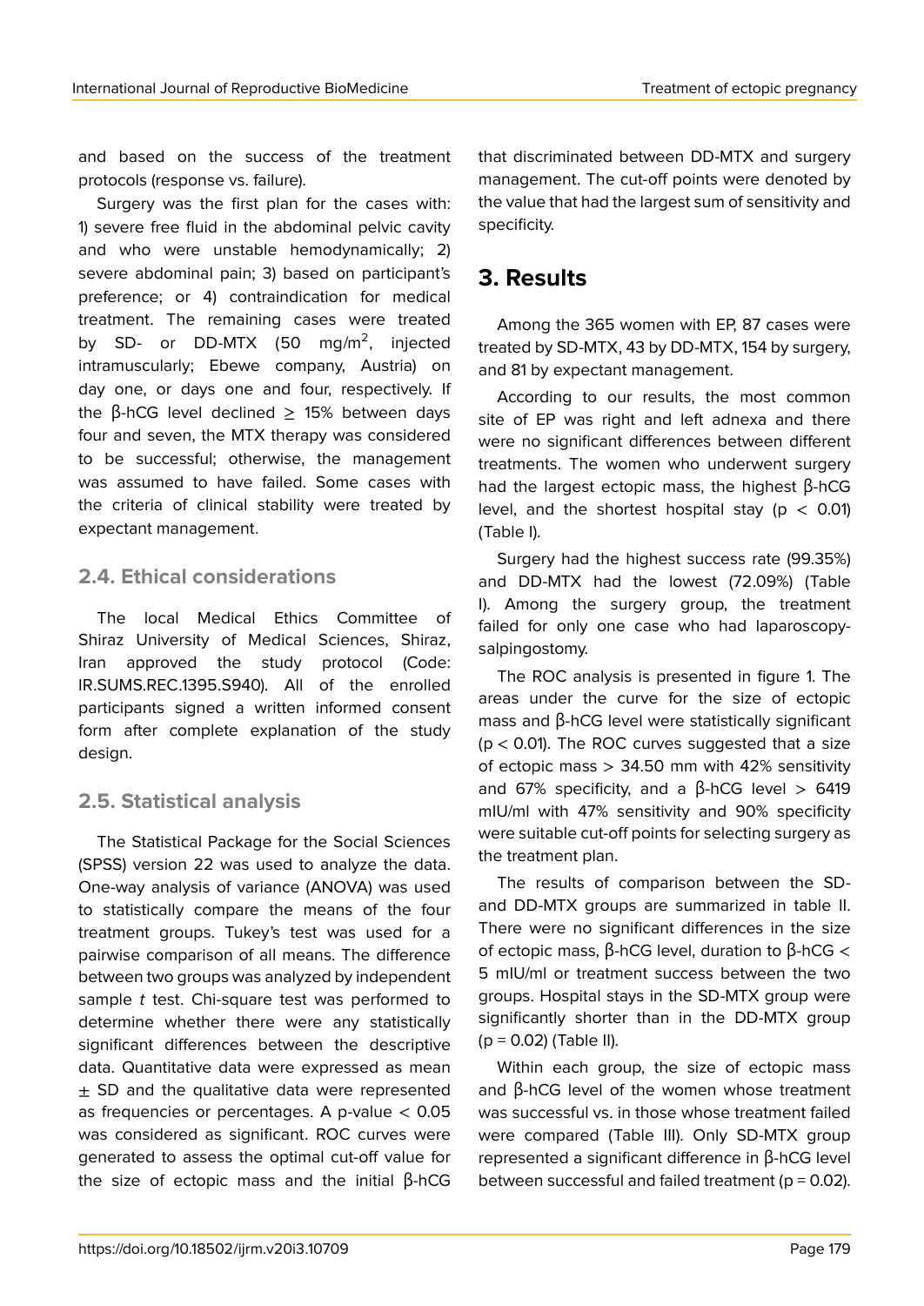and based on the success of the treatment protocols (response vs. failure).

Surgery was the first plan for the cases with: 1) severe free fluid in the abdominal pelvic cavity and who were unstable hemodynamically; 2) severe abdominal pain; 3) based on participant's preference; or 4) contraindication for medical treatment. The remaining cases were treated by SD- or DD-MTX (50 mg/m$^2$, injected intramuscularly; Ebewe company, Austria) on day one, or days one and four, respectively. If the β-hCG level declined ≥ 15% between days four and seven, the MTX therapy was considered to be successful; otherwise, the management was assumed to have failed. Some cases with the criteria of clinical stability were treated by expectant management.

### 2.4. Ethical considerations

The local Medical Ethics Committee of Shiraz University of Medical Sciences, Shiraz, Iran approved the study protocol (Code: IR.SUMS.REC.1395.S940). All of the enrolled participants signed a written informed consent form after complete explanation of the study design.

### 2.5. Statistical analysis

The Statistical Package for the Social Sciences (SPSS) version 22 was used to analyze the data. One-way analysis of variance (ANOVA) was used to statistically compare the means of the four treatment groups. Tukey's test was used for a pairwise comparison of all means. The difference between two groups was analyzed by independent sample *t* test. Chi-square test was performed to determine whether there were any statistically significant differences between the descriptive data. Quantitative data were expressed as mean ± SD and the qualitative data were represented as frequencies or percentages. A p-value < 0.05 was considered as significant. ROC curves were generated to assess the optimal cut-off value for the size of ectopic mass and the initial β-hCG that discriminated between DD-MTX and surgery management. The cut-off points were denoted by the value that had the largest sum of sensitivity and specificity.

## 3. Results

Among the 365 women with EP, 87 cases were treated by SD-MTX, 43 by DD-MTX, 154 by surgery, and 81 by expectant management.

According to our results, the most common site of EP was right and left adnexa and there were no significant differences between different treatments. The women who underwent surgery had the largest ectopic mass, the highest β-hCG level, and the shortest hospital stay ($p < 0.01$) (Table I).

Surgery had the highest success rate (99.35%) and DD-MTX had the lowest (72.09%) (Table I). Among the surgery group, the treatment failed for only one case who had laparoscopy-salpingostomy.

The ROC analysis is presented in figure 1. The areas under the curve for the size of ectopic mass and β-hCG level were statistically significant ($p < 0.01$). The ROC curves suggested that a size of ectopic mass > 34.50 mm with 42% sensitivity and 67% specificity, and a β-hCG level > 6419 mIU/ml with 47% sensitivity and 90% specificity were suitable cut-off points for selecting surgery as the treatment plan.

The results of comparison between the SD- and DD-MTX groups are summarized in table II. There were no significant differences in the size of ectopic mass, β-hCG level, duration to β-hCG < 5 mIU/ml or treatment success between the two groups. Hospital stays in the SD-MTX group were significantly shorter than in the DD-MTX group ($p = 0.02$) (Table II).

Within each group, the size of ectopic mass and β-hCG level of the women whose treatment was successful vs. in those whose treatment failed were compared (Table III). Only SD-MTX group represented a significant difference in β-hCG level between successful and failed treatment ($p = 0.02$).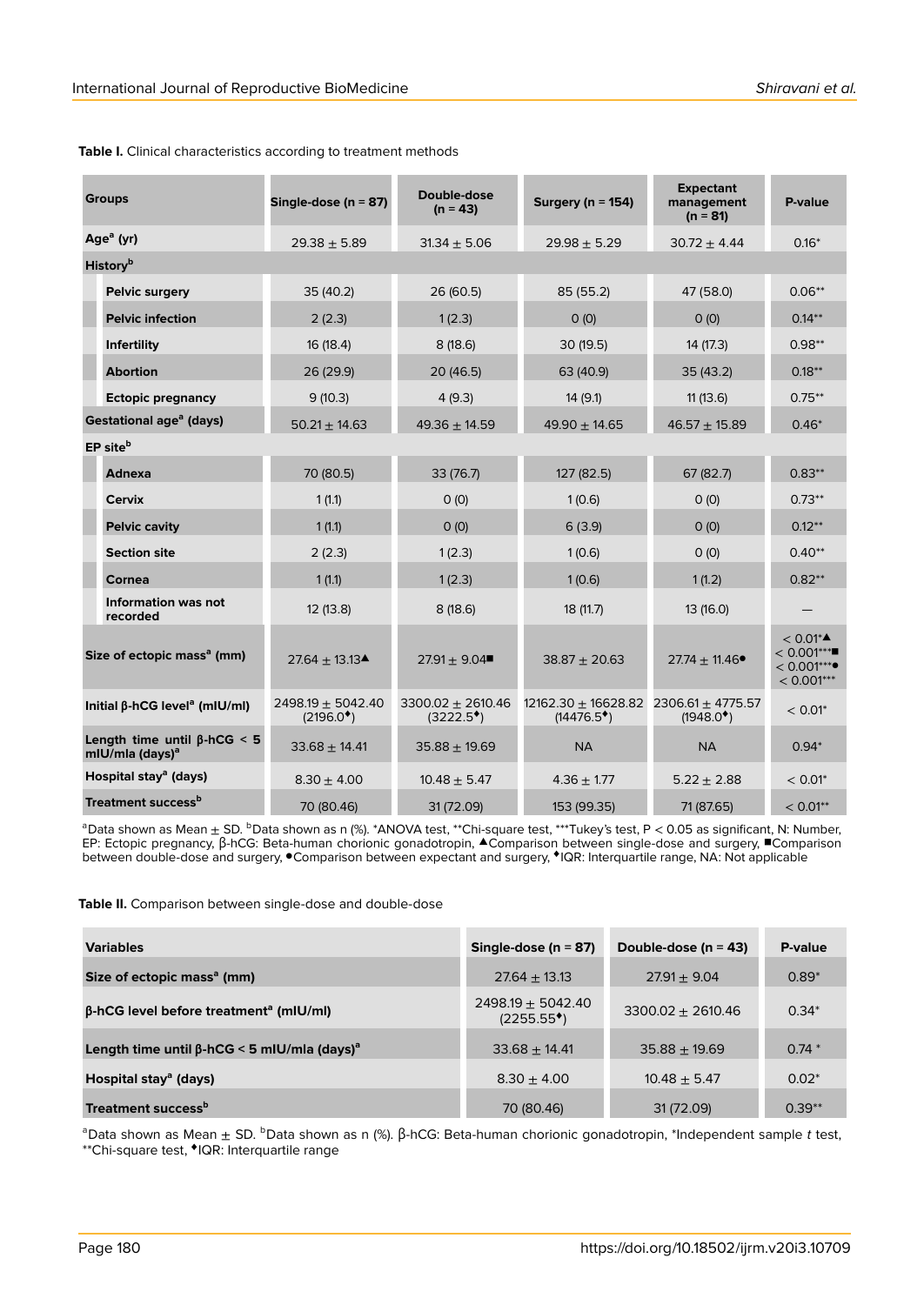**Table I.** Clinical characteristics according to treatment methods

| Groups | Single-dose (n = 87) | Double-dose (n = 43) | Surgery (n = 154) | Expectant management (n = 81) | P-value |
|---|---|---|---|---|---|
| Age[a] (yr) | 29.38 ± 5.89 | 31.34 ± 5.06 | 29.98 ± 5.29 | 30.72 ± 4.44 | 0.16* |
| History[b] | | | | | |
| Pelvic surgery | 35 (40.2) | 26 (60.5) | 85 (55.2) | 47 (58.0) | 0.06** |
| Pelvic infection | 2 (2.3) | 1 (2.3) | 0 (0) | 0 (0) | 0.14** |
| Infertility | 16 (18.4) | 8 (18.6) | 30 (19.5) | 14 (17.3) | 0.98** |
| Abortion | 26 (29.9) | 20 (46.5) | 63 (40.9) | 35 (43.2) | 0.18** |
| Ectopic pregnancy | 9 (10.3) | 4 (9.3) | 14 (9.1) | 11 (13.6) | 0.75** |
| Gestational age[a] (days) | 50.21 ± 14.63 | 49.36 ± 14.59 | 49.90 ± 14.65 | 46.57 ± 15.89 | 0.46* |
| EP site[b] | | | | | |
| Adnexa | 70 (80.5) | 33 (76.7) | 127 (82.5) | 67 (82.7) | 0.83** |
| Cervix | 1 (1.1) | 0 (0) | 1 (0.6) | 0 (0) | 0.73** |
| Pelvic cavity | 1 (1.1) | 0 (0) | 6 (3.9) | 0 (0) | 0.12** |
| Section site | 2 (2.3) | 1 (2.3) | 1 (0.6) | 0 (0) | 0.40** |
| Cornea | 1 (1.1) | 1 (2.3) | 1 (0.6) | 1 (1.2) | 0.82** |
| Information was not recorded | 12 (13.8) | 8 (18.6) | 18 (11.7) | 13 (16.0) | — |
| Size of ectopic mass[a] (mm) | 27.64 ± 13.13▲ | 27.91 ± 9.04■ | 38.87 ± 20.63 | 27.74 ± 11.46● | < 0.01*▲ < 0.001***■ < 0.001***● < 0.001*** |
| Initial β-hCG level[a] (mIU/ml) | 2498.19 ± 5042.40 (2196.0♦) | 3300.02 ± 2610.46 (3222.5♦) | 12162.30 ± 16628.82 (14476.5♦) | 2306.61 ± 4775.57 (1948.0♦) | < 0.01* |
| Length time until β-hCG < 5 mIU/mla (days)[a] | 33.68 ± 14.41 | 35.88 ± 19.69 | NA | NA | 0.94* |
| Hospital stay[a] (days) | 8.30 ± 4.00 | 10.48 ± 5.47 | 4.36 ± 1.77 | 5.22 ± 2.88 | < 0.01* |
| Treatment success[b] | 70 (80.46) | 31 (72.09) | 153 (99.35) | 71 (87.65) | < 0.01** |

[a]Data shown as Mean ± SD. [b]Data shown as n (%). *ANOVA test, **Chi-square test, ***Tukey's test, P < 0.05 as significant, N: Number, EP: Ectopic pregnancy, β-hCG: Beta-human chorionic gonadotropin, ▲Comparison between single-dose and surgery, ■Comparison between double-dose and surgery, ●Comparison between expectant and surgery, ♦IQR: Interquartile range, NA: Not applicable

**Table II.** Comparison between single-dose and double-dose

| Variables | Single-dose (n = 87) | Double-dose (n = 43) | P-value |
|---|---|---|---|
| Size of ectopic mass[a] (mm) | 27.64 ± 13.13 | 27.91 ± 9.04 | 0.89* |
| β-hCG level before treatment[a] (mIU/ml) | 2498.19 ± 5042.40 (2255.55♦) | 3300.02 ± 2610.46 | 0.34* |
| Length time until β-hCG < 5 mIU/mla (days)[a] | 33.68 ± 14.41 | 35.88 ± 19.69 | 0.74 * |
| Hospital stay[a] (days) | 8.30 ± 4.00 | 10.48 ± 5.47 | 0.02* |
| Treatment success[b] | 70 (80.46) | 31 (72.09) | 0.39** |

[a]Data shown as Mean ± SD. [b]Data shown as n (%). β-hCG: Beta-human chorionic gonadotropin, *Independent sample *t* test, **Chi-square test, ♦IQR: Interquartile range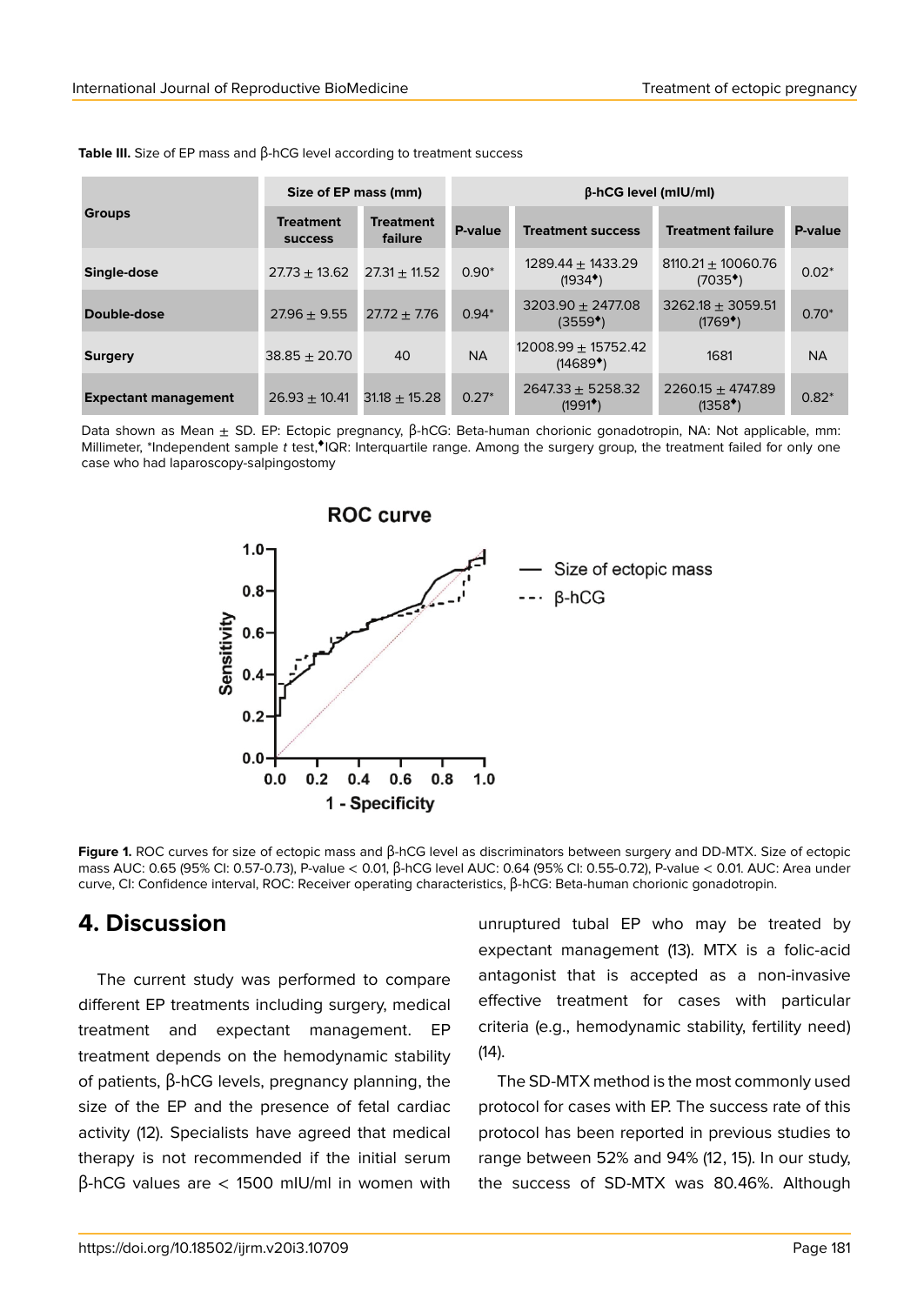**Table III.** Size of EP mass and β-hCG level according to treatment success

| Groups | Size of EP mass (mm) | | | β-hCG level (mIU/ml) | | |
|---|---|---|---|---|---|---|
| | Treatment success | Treatment failure | P-value | Treatment success | Treatment failure | P-value |
| **Single-dose** | 27.73 ± 13.62 | 27.31 ± 11.52 | 0.90* | 1289.44 ± 1433.29 (1934♦) | 8110.21 ± 10060.76 (7035♦) | 0.02* |
| **Double-dose** | 27.96 ± 9.55 | 27.72 ± 7.76 | 0.94* | 3203.90 ± 2477.08 (3559♦) | 3262.18 ± 3059.51 (1769♦) | 0.70* |
| **Surgery** | 38.85 ± 20.70 | 40 | NA | 12008.99 ± 15752.42 (14689♦) | 1681 | NA |
| **Expectant management** | 26.93 ± 10.41 | 31.18 ± 15.28 | 0.27* | 2647.33 ± 5258.32 (1991♦) | 2260.15 ± 4747.89 (1358♦) | 0.82* |

Data shown as Mean ± SD. EP: Ectopic pregnancy, β-hCG: Beta-human chorionic gonadotropin, NA: Not applicable, mm: Millimeter, *Independent sample *t* test,♦IQR: Interquartile range. Among the surgery group, the treatment failed for only one case who had laparoscopy-salpingostomy

**Figure 1.** ROC curves for size of ectopic mass and β-hCG level as discriminators between surgery and DD-MTX. Size of ectopic mass AUC: 0.65 (95% CI: 0.57-0.73), P-value < 0.01, β-hCG level AUC: 0.64 (95% CI: 0.55-0.72), P-value < 0.01. AUC: Area under curve, CI: Confidence interval, ROC: Receiver operating characteristics, β-hCG: Beta-human chorionic gonadotropin.

## 4. Discussion

The current study was performed to compare different EP treatments including surgery, medical treatment and expectant management. EP treatment depends on the hemodynamic stability of patients, β-hCG levels, pregnancy planning, the size of the EP and the presence of fetal cardiac activity (12). Specialists have agreed that medical therapy is not recommended if the initial serum β-hCG values are < 1500 mIU/ml in women with unruptured tubal EP who may be treated by expectant management (13). MTX is a folic-acid antagonist that is accepted as a non-invasive effective treatment for cases with particular criteria (e.g., hemodynamic stability, fertility need) (14).

The SD-MTX method is the most commonly used protocol for cases with EP. The success rate of this protocol has been reported in previous studies to range between 52% and 94% (12, 15). In our study, the success of SD-MTX was 80.46%. Although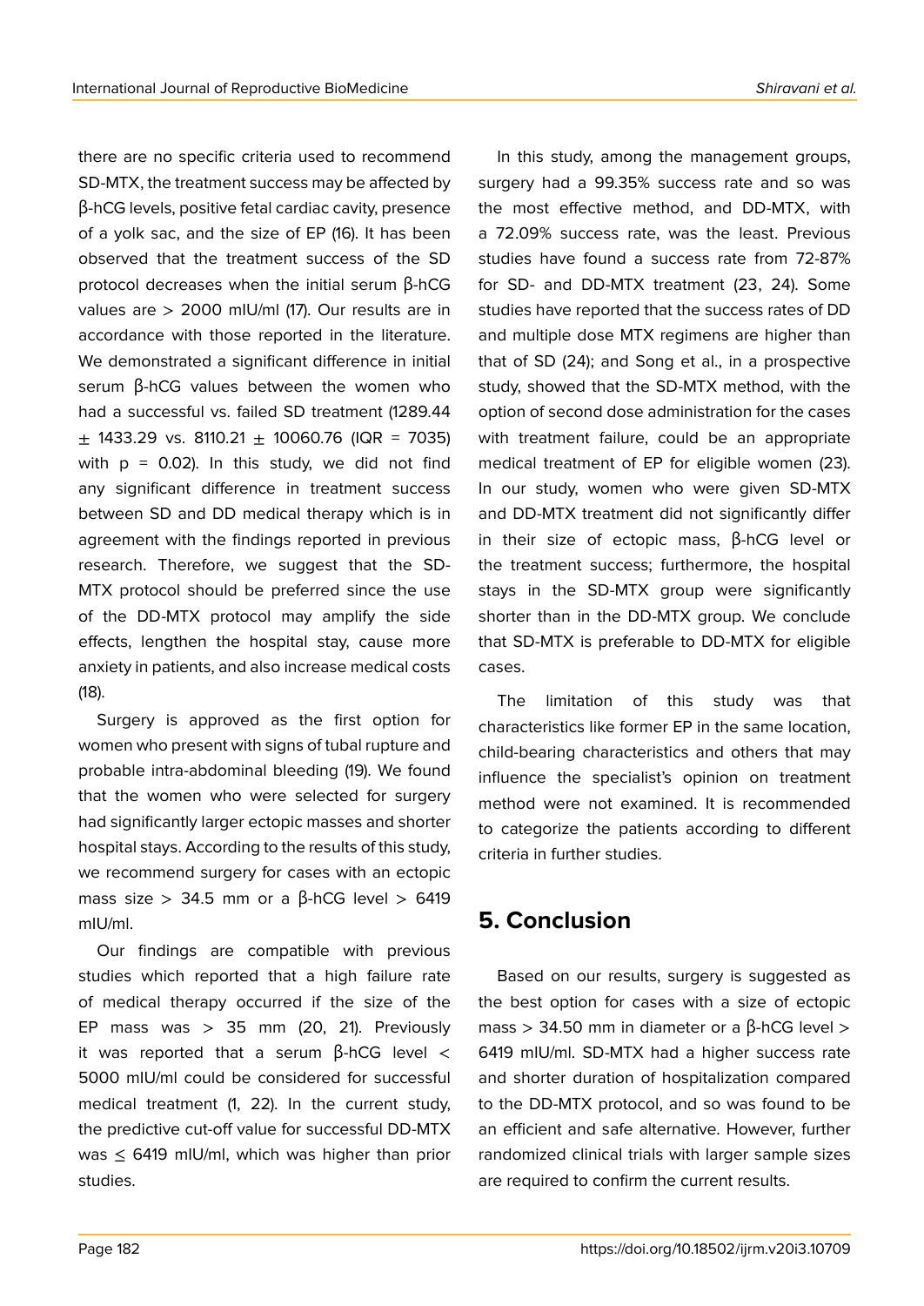there are no specific criteria used to recommend SD-MTX, the treatment success may be affected by β-hCG levels, positive fetal cardiac cavity, presence of a yolk sac, and the size of EP (16). It has been observed that the treatment success of the SD protocol decreases when the initial serum β-hCG values are > 2000 mIU/ml (17). Our results are in accordance with those reported in the literature. We demonstrated a significant difference in initial serum β-hCG values between the women who had a successful vs. failed SD treatment (1289.44 ± 1433.29 vs. 8110.21 ± 10060.76 (IQR = 7035) with $p = 0.02$). In this study, we did not find any significant difference in treatment success between SD and DD medical therapy which is in agreement with the findings reported in previous research. Therefore, we suggest that the SD-MTX protocol should be preferred since the use of the DD-MTX protocol may amplify the side effects, lengthen the hospital stay, cause more anxiety in patients, and also increase medical costs (18).

Surgery is approved as the first option for women who present with signs of tubal rupture and probable intra-abdominal bleeding (19). We found that the women who were selected for surgery had significantly larger ectopic masses and shorter hospital stays. According to the results of this study, we recommend surgery for cases with an ectopic mass size > 34.5 mm or a β-hCG level > 6419 mIU/ml.

Our findings are compatible with previous studies which reported that a high failure rate of medical therapy occurred if the size of the EP mass was > 35 mm (20, 21). Previously it was reported that a serum β-hCG level < 5000 mIU/ml could be considered for successful medical treatment (1, 22). In the current study, the predictive cut-off value for successful DD-MTX was ≤ 6419 mIU/ml, which was higher than prior studies.

In this study, among the management groups, surgery had a 99.35% success rate and so was the most effective method, and DD-MTX, with a 72.09% success rate, was the least. Previous studies have found a success rate from 72-87% for SD- and DD-MTX treatment (23, 24). Some studies have reported that the success rates of DD and multiple dose MTX regimens are higher than that of SD (24); and Song et al., in a prospective study, showed that the SD-MTX method, with the option of second dose administration for the cases with treatment failure, could be an appropriate medical treatment of EP for eligible women (23). In our study, women who were given SD-MTX and DD-MTX treatment did not significantly differ in their size of ectopic mass, β-hCG level or the treatment success; furthermore, the hospital stays in the SD-MTX group were significantly shorter than in the DD-MTX group. We conclude that SD-MTX is preferable to DD-MTX for eligible cases.

The limitation of this study was that characteristics like former EP in the same location, child-bearing characteristics and others that may influence the specialist's opinion on treatment method were not examined. It is recommended to categorize the patients according to different criteria in further studies.

## 5. Conclusion

Based on our results, surgery is suggested as the best option for cases with a size of ectopic mass > 34.50 mm in diameter or a β-hCG level > 6419 mIU/ml. SD-MTX had a higher success rate and shorter duration of hospitalization compared to the DD-MTX protocol, and so was found to be an efficient and safe alternative. However, further randomized clinical trials with larger sample sizes are required to confirm the current results.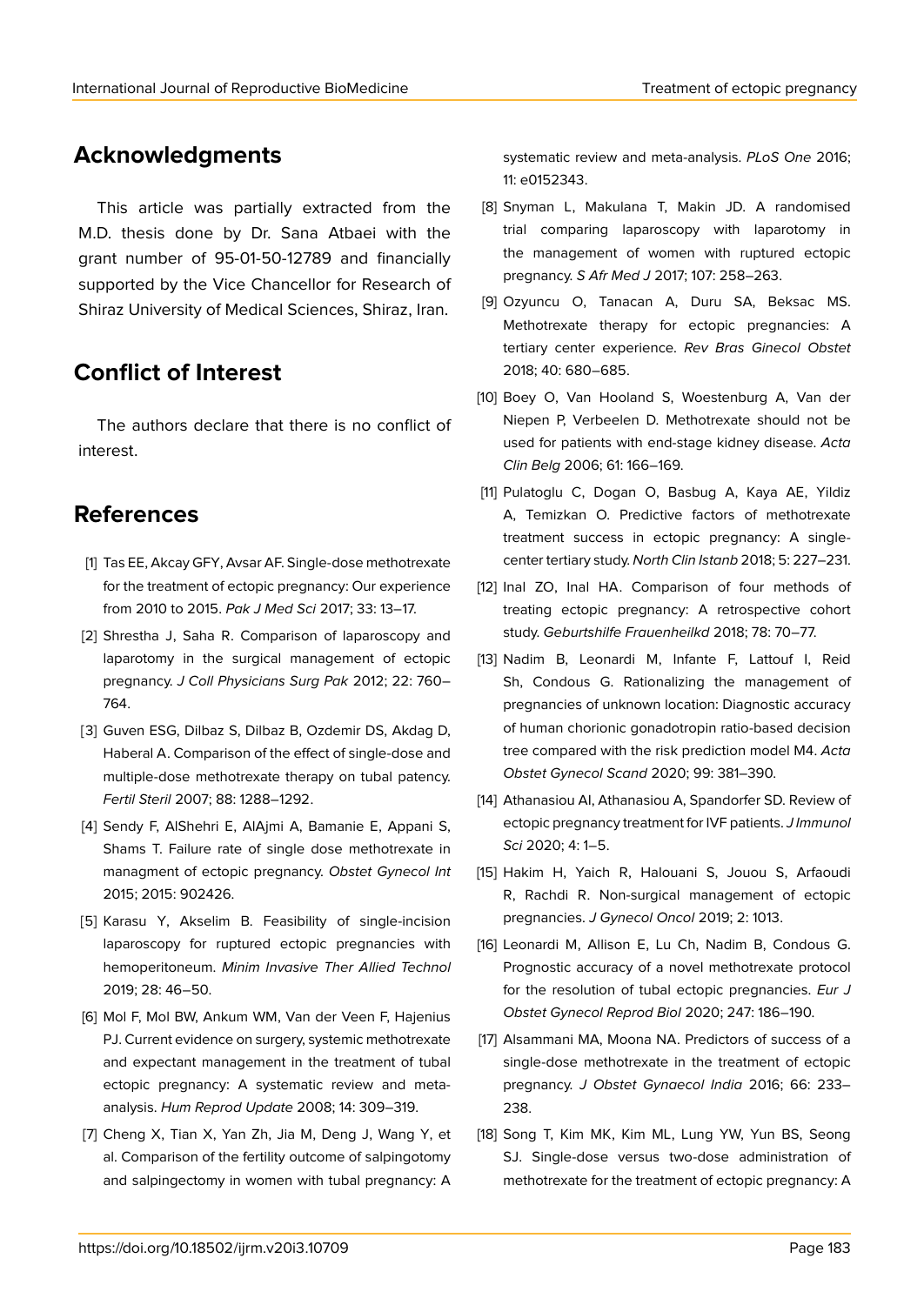## Acknowledgments

This article was partially extracted from the M.D. thesis done by Dr. Sana Atbaei with the grant number of 95-01-50-12789 and financially supported by the Vice Chancellor for Research of Shiraz University of Medical Sciences, Shiraz, Iran.

## Conflict of Interest

The authors declare that there is no conflict of interest.

## References

[1] Tas EE, Akcay GFY, Avsar AF. Single-dose methotrexate for the treatment of ectopic pregnancy: Our experience from 2010 to 2015. *Pak J Med Sci* 2017; 33: 13–17.

[2] Shrestha J, Saha R. Comparison of laparoscopy and laparotomy in the surgical management of ectopic pregnancy. *J Coll Physicians Surg Pak* 2012; 22: 760–764.

[3] Guven ESG, Dilbaz S, Dilbaz B, Ozdemir DS, Akdag D, Haberal A. Comparison of the effect of single-dose and multiple-dose methotrexate therapy on tubal patency. *Fertil Steril* 2007; 88: 1288–1292.

[4] Sendy F, AlShehri E, AlAjmi A, Bamanie E, Appani S, Shams T. Failure rate of single dose methotrexate in managment of ectopic pregnancy. *Obstet Gynecol Int* 2015; 2015: 902426.

[5] Karasu Y, Akselim B. Feasibility of single-incision laparoscopy for ruptured ectopic pregnancies with hemoperitoneum. *Minim Invasive Ther Allied Technol* 2019; 28: 46–50.

[6] Mol F, Mol BW, Ankum WM, Van der Veen F, Hajenius PJ. Current evidence on surgery, systemic methotrexate and expectant management in the treatment of tubal ectopic pregnancy: A systematic review and meta-analysis. *Hum Reprod Update* 2008; 14: 309–319.

[7] Cheng X, Tian X, Yan Zh, Jia M, Deng J, Wang Y, et al. Comparison of the fertility outcome of salpingotomy and salpingectomy in women with tubal pregnancy: A systematic review and meta-analysis. *PLoS One* 2016; 11: e0152343.

[8] Snyman L, Makulana T, Makin JD. A randomised trial comparing laparoscopy with laparotomy in the management of women with ruptured ectopic pregnancy. *S Afr Med J* 2017; 107: 258–263.

[9] Ozyuncu O, Tanacan A, Duru SA, Beksac MS. Methotrexate therapy for ectopic pregnancies: A tertiary center experience. *Rev Bras Ginecol Obstet* 2018; 40: 680–685.

[10] Boey O, Van Hooland S, Woestenburg A, Van der Niepen P, Verbeelen D. Methotrexate should not be used for patients with end-stage kidney disease. *Acta Clin Belg* 2006; 61: 166–169.

[11] Pulatoglu C, Dogan O, Basbug A, Kaya AE, Yildiz A, Temizkan O. Predictive factors of methotrexate treatment success in ectopic pregnancy: A single-center tertiary study. *North Clin Istanb* 2018; 5: 227–231.

[12] Inal ZO, Inal HA. Comparison of four methods of treating ectopic pregnancy: A retrospective cohort study. *Geburtshilfe Frauenheilkd* 2018; 78: 70–77.

[13] Nadim B, Leonardi M, Infante F, Lattouf I, Reid Sh, Condous G. Rationalizing the management of pregnancies of unknown location: Diagnostic accuracy of human chorionic gonadotropin ratio-based decision tree compared with the risk prediction model M4. *Acta Obstet Gynecol Scand* 2020; 99: 381–390.

[14] Athanasiou AI, Athanasiou A, Spandorfer SD. Review of ectopic pregnancy treatment for IVF patients. *J Immunol Sci* 2020; 4: 1–5.

[15] Hakim H, Yaich R, Halouani S, Jouou S, Arfaoudi R, Rachdi R. Non-surgical management of ectopic pregnancies. *J Gynecol Oncol* 2019; 2: 1013.

[16] Leonardi M, Allison E, Lu Ch, Nadim B, Condous G. Prognostic accuracy of a novel methotrexate protocol for the resolution of tubal ectopic pregnancies. *Eur J Obstet Gynecol Reprod Biol* 2020; 247: 186–190.

[17] Alsammani MA, Moona NA. Predictors of success of a single-dose methotrexate in the treatment of ectopic pregnancy. *J Obstet Gynaecol India* 2016; 66: 233–238.

[18] Song T, Kim MK, Kim ML, Lung YW, Yun BS, Seong SJ. Single-dose versus two-dose administration of methotrexate for the treatment of ectopic pregnancy: A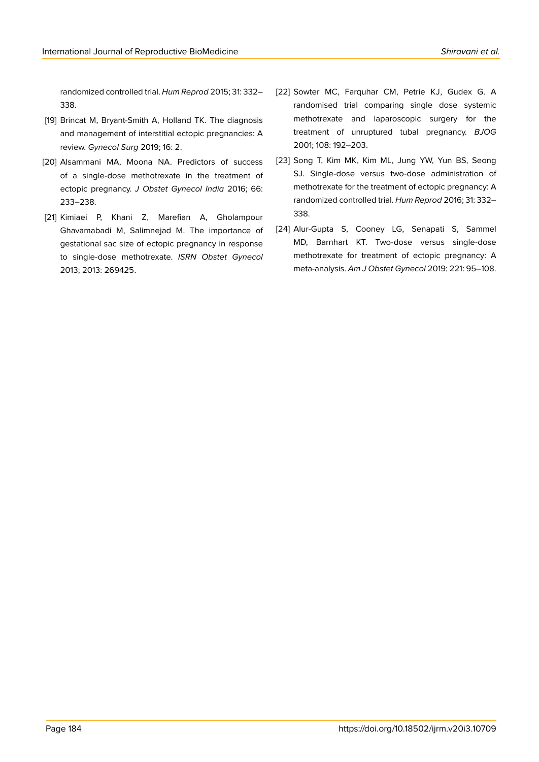randomized controlled trial. *Hum Reprod* 2015; 31: 332–338.

[19] Brincat M, Bryant-Smith A, Holland TK. The diagnosis and management of interstitial ectopic pregnancies: A review. *Gynecol Surg* 2019; 16: 2.

[20] Alsammani MA, Moona NA. Predictors of success of a single-dose methotrexate in the treatment of ectopic pregnancy. *J Obstet Gynecol India* 2016; 66: 233–238.

[21] Kimiaei P, Khani Z, Marefian A, Gholampour Ghavamabadi M, Salimnejad M. The importance of gestational sac size of ectopic pregnancy in response to single-dose methotrexate. *ISRN Obstet Gynecol* 2013; 2013: 269425.

[22] Sowter MC, Farquhar CM, Petrie KJ, Gudex G. A randomised trial comparing single dose systemic methotrexate and laparoscopic surgery for the treatment of unruptured tubal pregnancy. *BJOG* 2001; 108: 192–203.

[23] Song T, Kim MK, Kim ML, Jung YW, Yun BS, Seong SJ. Single-dose versus two-dose administration of methotrexate for the treatment of ectopic pregnancy: A randomized controlled trial. *Hum Reprod* 2016; 31: 332–338.

[24] Alur-Gupta S, Cooney LG, Senapati S, Sammel MD, Barnhart KT. Two-dose versus single-dose methotrexate for treatment of ectopic pregnancy: A meta-analysis. *Am J Obstet Gynecol* 2019; 221: 95–108.